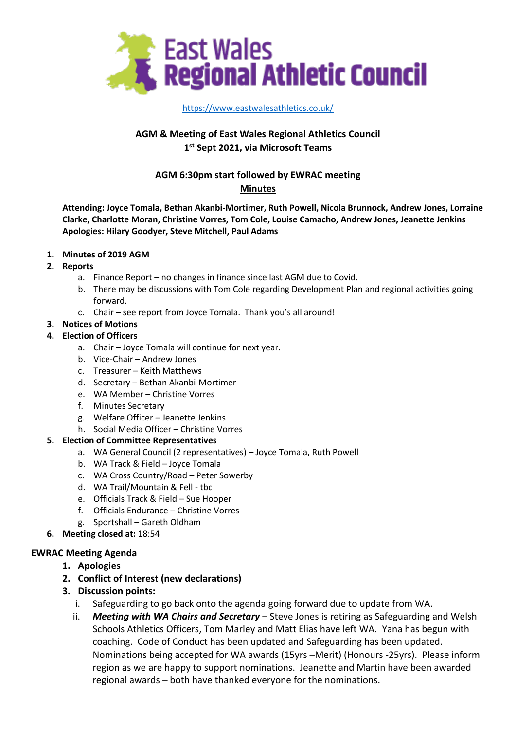# East Wales Regional Athletic Council

https://www.eastwalesathletics.co.uk/

**AGM & Meeting of East Wales Regional Athletics Council**
**1st Sept 2021, via Microsoft Teams**

**AGM 6:30pm start followed by EWRAC meeting**
**Minutes**

**Attending: Joyce Tomala, Bethan Akanbi-Mortimer, Ruth Powell, Nicola Brunnock, Andrew Jones, Lorraine Clarke, Charlotte Moran, Christine Vorres, Tom Cole, Louise Camacho, Andrew Jones, Jeanette Jenkins**
**Apologies: Hilary Goodyer, Steve Mitchell, Paul Adams**

1. **Minutes of 2019 AGM**
2. **Reports**
   a. Finance Report – no changes in finance since last AGM due to Covid.
   b. There may be discussions with Tom Cole regarding Development Plan and regional activities going forward.
   c. Chair – see report from Joyce Tomala. Thank you's all around!
3. **Notices of Motions**
4. **Election of Officers**
   a. Chair – Joyce Tomala will continue for next year.
   b. Vice-Chair – Andrew Jones
   c. Treasurer – Keith Matthews
   d. Secretary – Bethan Akanbi-Mortimer
   e. WA Member – Christine Vorres
   f. Minutes Secretary
   g. Welfare Officer – Jeanette Jenkins
   h. Social Media Officer – Christine Vorres
5. **Election of Committee Representatives**
   a. WA General Council (2 representatives) – Joyce Tomala, Ruth Powell
   b. WA Track & Field – Joyce Tomala
   c. WA Cross Country/Road – Peter Sowerby
   d. WA Trail/Mountain & Fell - tbc
   e. Officials Track & Field – Sue Hooper
   f. Officials Endurance – Christine Vorres
   g. Sportshall – Gareth Oldham
6. **Meeting closed at:** 18:54

## EWRAC Meeting Agenda

1. **Apologies**
2. **Conflict of Interest (new declarations)**
3. **Discussion points:**
   i. Safeguarding to go back onto the agenda going forward due to update from WA.
   ii. ***Meeting with WA Chairs and Secretary*** – Steve Jones is retiring as Safeguarding and Welsh Schools Athletics Officers, Tom Marley and Matt Elias have left WA. Yana has begun with coaching. Code of Conduct has been updated and Safeguarding has been updated. Nominations being accepted for WA awards (15yrs –Merit) (Honours -25yrs). Please inform region as we are happy to support nominations. Jeanette and Martin have been awarded regional awards – both have thanked everyone for the nominations.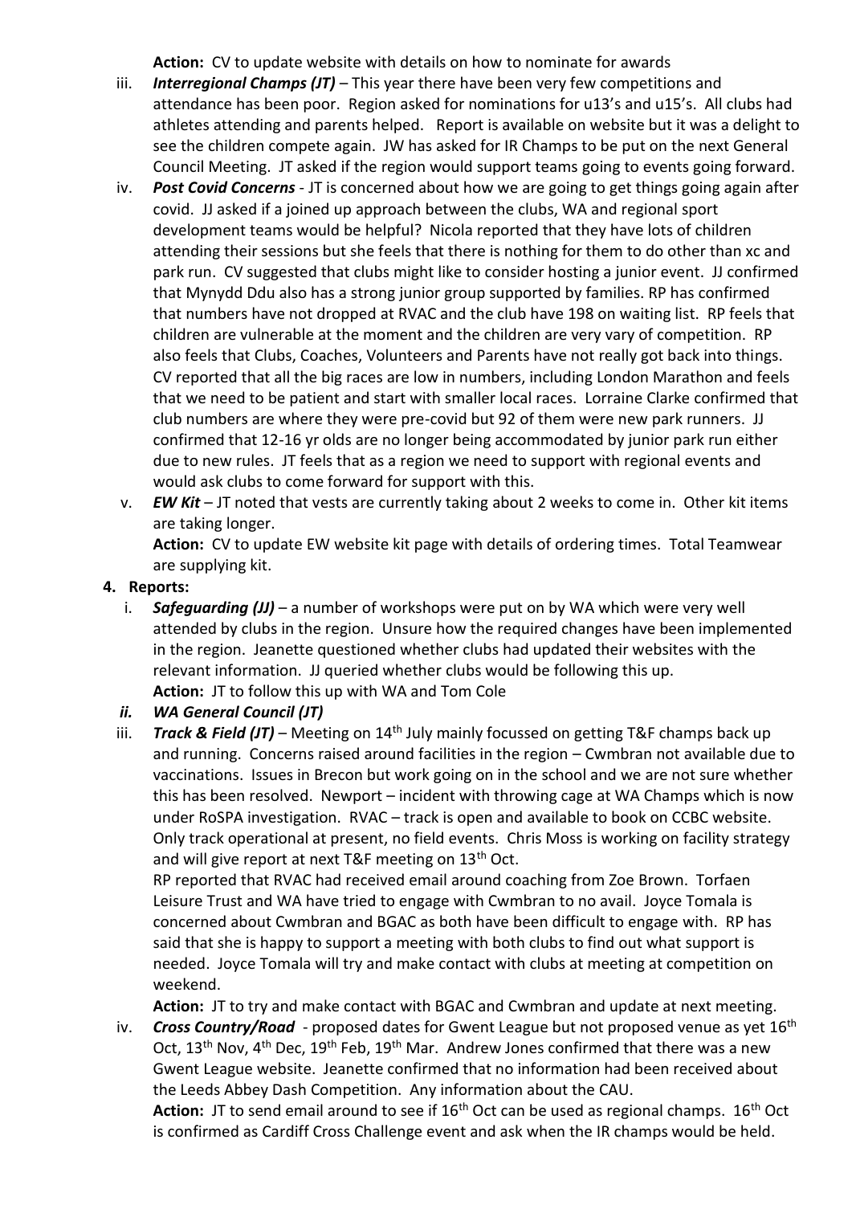**Action:** CV to update website with details on how to nominate for awards

iii. ***Interregional Champs (JT)*** – This year there have been very few competitions and attendance has been poor. Region asked for nominations for u13's and u15's. All clubs had athletes attending and parents helped. Report is available on website but it was a delight to see the children compete again. JW has asked for IR Champs to be put on the next General Council Meeting. JT asked if the region would support teams going to events going forward.

iv. ***Post Covid Concerns*** - JT is concerned about how we are going to get things going again after covid. JJ asked if a joined up approach between the clubs, WA and regional sport development teams would be helpful? Nicola reported that they have lots of children attending their sessions but she feels that there is nothing for them to do other than xc and park run. CV suggested that clubs might like to consider hosting a junior event. JJ confirmed that Mynydd Ddu also has a strong junior group supported by families. RP has confirmed that numbers have not dropped at RVAC and the club have 198 on waiting list. RP feels that children are vulnerable at the moment and the children are very vary of competition. RP also feels that Clubs, Coaches, Volunteers and Parents have not really got back into things. CV reported that all the big races are low in numbers, including London Marathon and feels that we need to be patient and start with smaller local races. Lorraine Clarke confirmed that club numbers are where they were pre-covid but 92 of them were new park runners. JJ confirmed that 12-16 yr olds are no longer being accommodated by junior park run either due to new rules. JT feels that as a region we need to support with regional events and would ask clubs to come forward for support with this.

v. ***EW Kit*** – JT noted that vests are currently taking about 2 weeks to come in. Other kit items are taking longer.
**Action:** CV to update EW website kit page with details of ordering times. Total Teamwear are supplying kit.

**4. Reports:**

i. ***Safeguarding (JJ)*** – a number of workshops were put on by WA which were very well attended by clubs in the region. Unsure how the required changes have been implemented in the region. Jeanette questioned whether clubs had updated their websites with the relevant information. JJ queried whether clubs would be following this up.
**Action:** JT to follow this up with WA and Tom Cole

ii. ***WA General Council (JT)***

iii. ***Track & Field (JT)*** – Meeting on 14th July mainly focussed on getting T&F champs back up and running. Concerns raised around facilities in the region – Cwmbran not available due to vaccinations. Issues in Brecon but work going on in the school and we are not sure whether this has been resolved. Newport – incident with throwing cage at WA Champs which is now under RoSPA investigation. RVAC – track is open and available to book on CCBC website. Only track operational at present, no field events. Chris Moss is working on facility strategy and will give report at next T&F meeting on 13th Oct.
RP reported that RVAC had received email around coaching from Zoe Brown. Torfaen Leisure Trust and WA have tried to engage with Cwmbran to no avail. Joyce Tomala is concerned about Cwmbran and BGAC as both have been difficult to engage with. RP has said that she is happy to support a meeting with both clubs to find out what support is needed. Joyce Tomala will try and make contact with clubs at meeting at competition on weekend.
**Action:** JT to try and make contact with BGAC and Cwmbran and update at next meeting.

iv. ***Cross Country/Road*** - proposed dates for Gwent League but not proposed venue as yet 16th Oct, 13th Nov, 4th Dec, 19th Feb, 19th Mar. Andrew Jones confirmed that there was a new Gwent League website. Jeanette confirmed that no information had been received about the Leeds Abbey Dash Competition. Any information about the CAU.
**Action:** JT to send email around to see if 16th Oct can be used as regional champs. 16th Oct is confirmed as Cardiff Cross Challenge event and ask when the IR champs would be held.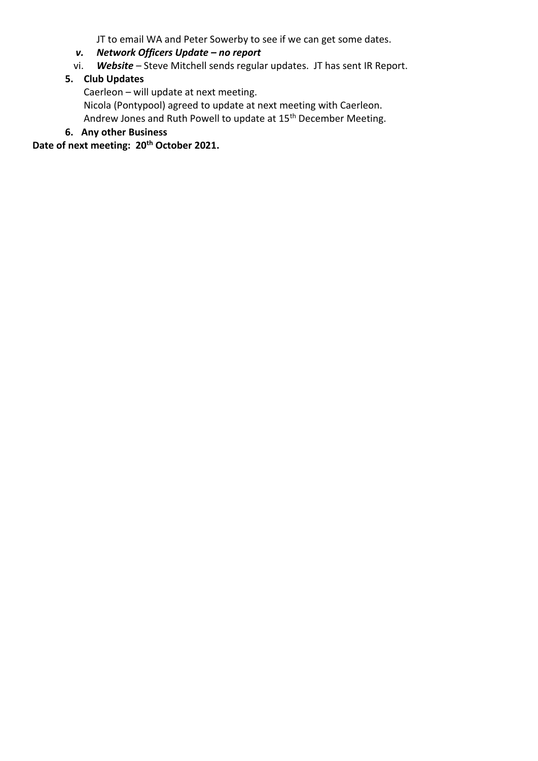JT to email WA and Peter Sowerby to see if we can get some dates.

*v.* ***Network Officers Update – no report***

vi. ***Website*** – Steve Mitchell sends regular updates. JT has sent IR Report.

**5. Club Updates**

Caerleon – will update at next meeting.
Nicola (Pontypool) agreed to update at next meeting with Caerleon.
Andrew Jones and Ruth Powell to update at 15th December Meeting.

**6. Any other Business**

**Date of next meeting: 20th October 2021.**